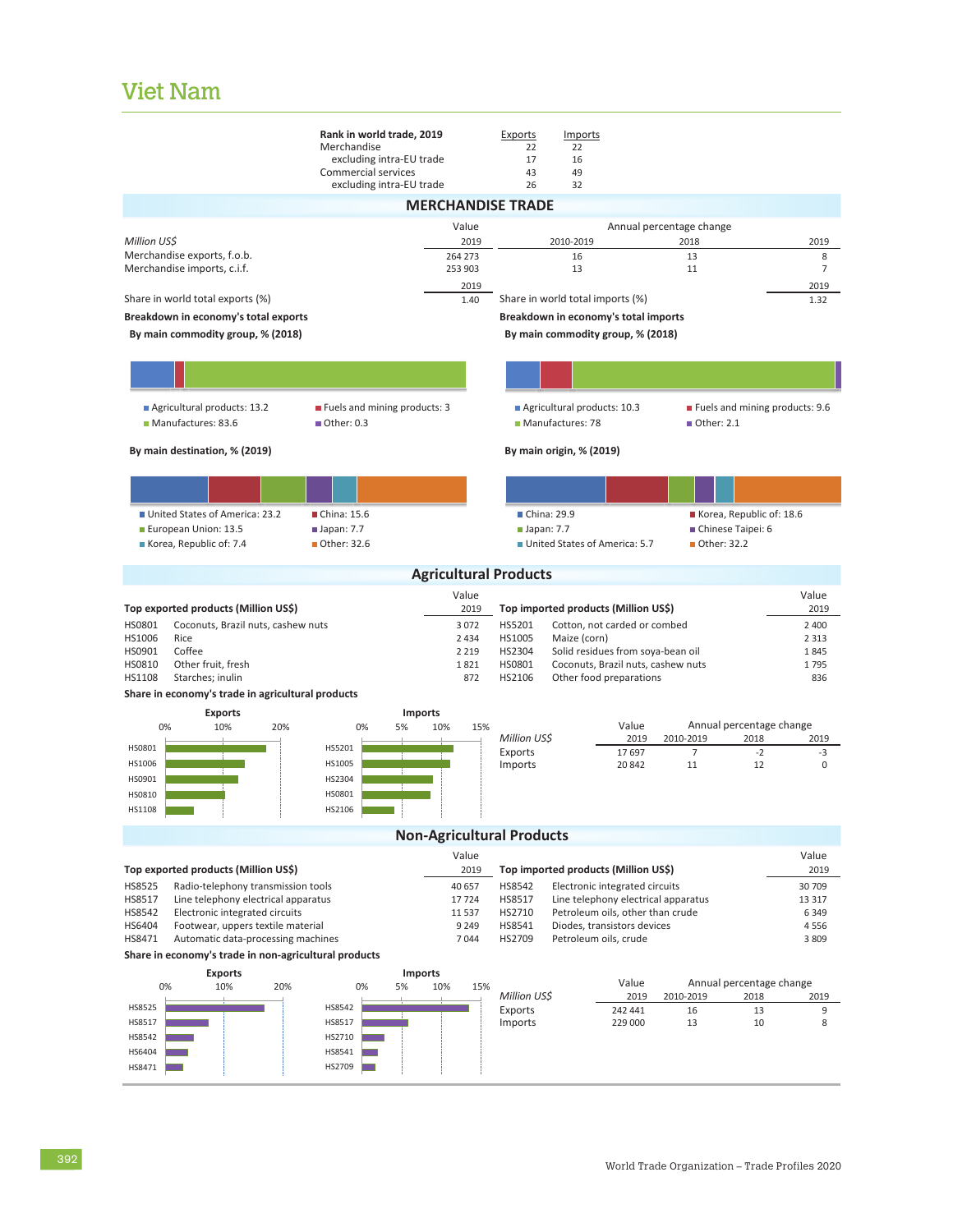# Viet Nam

| Rank in world trade, 2019 | Exports | Imports |
|---|---|---|
| Merchandise | 22 | 22 |
| excluding intra-EU trade | 17 | 16 |
| Commercial services | 43 | 49 |
| excluding intra-EU trade | 26 | 32 |

## MERCHANDISE TRADE

| Million US$ | Value 2019 | Annual percentage change 2010-2019 | 2018 | 2019 |
|---|---|---|---|---|
| Merchandise exports, f.o.b. | 264 273 | 16 | 13 | 8 |
| Merchandise imports, c.i.f. | 253 903 | 13 | 11 | 7 |

| | 2019 |
|---|---|
| Share in world total exports (%) | 1.40 |
| Share in world total imports (%) | 1.32 |

**Breakdown in economy's total exports**

**By main commodity group, % (2018)**

- Agricultural products: 13.2
- Fuels and mining products: 3
- Manufactures: 83.6
- Other: 0.3

**By main destination, % (2019)**

- United States of America: 23.2
- China: 15.6
- European Union: 13.5
- Japan: 7.7
- Korea, Republic of: 7.4
- Other: 32.6

**Breakdown in economy's total imports**

**By main commodity group, % (2018)**

- Agricultural products: 10.3
- Fuels and mining products: 9.6
- Manufactures: 78
- Other: 2.1

**By main origin, % (2019)**

- China: 29.9
- Korea, Republic of: 18.6
- Japan: 7.7
- Chinese Taipei: 6
- United States of America: 5.7
- Other: 32.2

## Agricultural Products

| Top exported products (Million US$) | | Value 2019 |
|---|---|---|
| HS0801 | Coconuts, Brazil nuts, cashew nuts | 3 072 |
| HS1006 | Rice | 2 434 |
| HS0901 | Coffee | 2 219 |
| HS0810 | Other fruit, fresh | 1 821 |
| HS1108 | Starches; inulin | 872 |

| Top imported products (Million US$) | | Value 2019 |
|---|---|---|
| HS5201 | Cotton, not carded or combed | 2 400 |
| HS1005 | Maize (corn) | 2 313 |
| HS2304 | Solid residues from soya-bean oil | 1 845 |
| HS0801 | Coconuts, Brazil nuts, cashew nuts | 1 795 |
| HS2106 | Other food preparations | 836 |

**Share in economy's trade in agricultural products**

| Million US$ | Value 2019 | Annual percentage change 2010-2019 | 2018 | 2019 |
|---|---|---|---|---|
| Exports | 17 697 | 7 | -2 | -3 |
| Imports | 20 842 | 11 | 12 | 0 |

## Non-Agricultural Products

| Top exported products (Million US$) | | Value 2019 |
|---|---|---|
| HS8525 | Radio-telephony transmission tools | 40 657 |
| HS8517 | Line telephony electrical apparatus | 17 724 |
| HS8542 | Electronic integrated circuits | 11 537 |
| HS6404 | Footwear, uppers textile material | 9 249 |
| HS8471 | Automatic data-processing machines | 7 044 |

| Top imported products (Million US$) | | Value 2019 |
|---|---|---|
| HS8542 | Electronic integrated circuits | 30 709 |
| HS8517 | Line telephony electrical apparatus | 13 317 |
| HS2710 | Petroleum oils, other than crude | 6 349 |
| HS8541 | Diodes, transistors devices | 4 556 |
| HS2709 | Petroleum oils, crude | 3 809 |

**Share in economy's trade in non-agricultural products**

| Million US$ | Value 2019 | Annual percentage change 2010-2019 | 2018 | 2019 |
|---|---|---|---|---|
| Exports | 242 441 | 16 | 13 | 9 |
| Imports | 229 000 | 13 | 10 | 8 |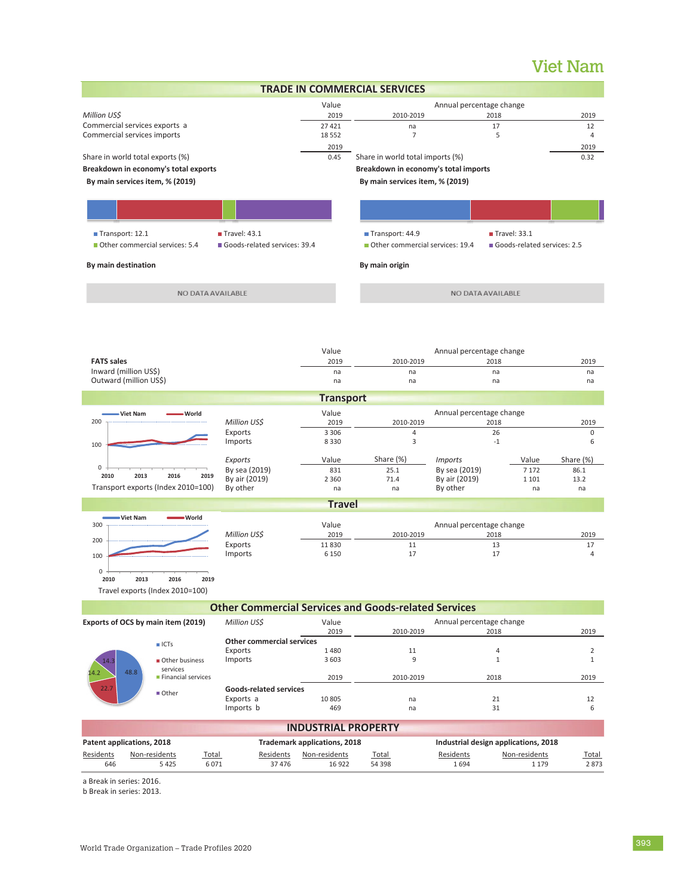# Viet Nam

## TRADE IN COMMERCIAL SERVICES

| Million US$ | Value 2019 | Annual percentage change 2010-2019 | 2018 | 2019 |
|---|---|---|---|---|
| Commercial services exports a | 27 421 | na | 17 | 12 |
| Commercial services imports | 18 552 | 7 | 5 | 4 |

| | 2019 | | 2019 |
|---|---|---|---|
| Share in world total exports (%) | 0.45 | Share in world total imports (%) | 0.32 |

**Breakdown in economy's total exports**

**By main services item, % (2019)**

Transport: 12.1
Travel: 43.1
Other commercial services: 5.4
Goods-related services: 39.4

**Breakdown in economy's total imports**

**By main services item, % (2019)**

Transport: 44.9
Travel: 33.1
Other commercial services: 19.4
Goods-related services: 2.5

**By main destination**

NO DATA AVAILABLE

**By main origin**

NO DATA AVAILABLE

| FATS sales | Value 2019 | Annual percentage change 2010-2019 | 2018 | 2019 |
|---|---|---|---|---|
| Inward (million US$) | na | na | na | na |
| Outward (million US$) | na | na | na | na |

## Transport

Viet Nam
World
200
100
0
2010
2013
2016
2019
Transport exports (Index 2010=100)

| *Million US$* | Value 2019 | Annual percentage change 2010-2019 | 2018 | 2019 |
|---|---|---|---|---|
| Exports | 3 306 | 4 | 26 | 0 |
| Imports | 8 330 | 3 | -1 | 6 |

| *Exports* | Value | Share (%) | *Imports* | Value | Share (%) |
|---|---|---|---|---|---|
| By sea (2019) | 831 | 25.1 | By sea (2019) | 7 172 | 86.1 |
| By air (2019) | 2 360 | 71.4 | By air (2019) | 1 101 | 13.2 |
| By other | na | na | By other | na | na |

## Travel

Viet Nam
World
300
200
100
0
2010
2013
2016
2019
Travel exports (Index 2010=100)

| *Million US$* | Value 2019 | Annual percentage change 2010-2019 | 2018 | 2019 |
|---|---|---|---|---|
| Exports | 11 830 | 11 | 13 | 17 |
| Imports | 6 150 | 17 | 17 | 4 |

## Other Commercial Services and Goods-related Services

**Exports of OCS by main item (2019)**

ICTs
Other business services
Financial services
Other
48.8
22.7
14.2
14.3

| *Million US$* | Value 2019 | Annual percentage change 2010-2019 | 2018 | 2019 |
|---|---|---|---|---|
| **Other commercial services** | | | | |
| Exports | 1 480 | 11 | 4 | 2 |
| Imports | 3 603 | 9 | 1 | 1 |
| | 2019 | 2010-2019 | 2018 | 2019 |
| **Goods-related services** | | | | |
| Exports a | 10 805 | na | 21 | 12 |
| Imports b | 469 | na | 31 | 6 |

## INDUSTRIAL PROPERTY

| Patent applications, 2018 | | | Trademark applications, 2018 | | | Industrial design applications, 2018 | | |
|---|---|---|---|---|---|---|---|---|
| Residents | Non-residents | Total | Residents | Non-residents | Total | Residents | Non-residents | Total |
| 646 | 5 425 | 6 071 | 37 476 | 16 922 | 54 398 | 1 694 | 1 179 | 2 873 |

a Break in series: 2016.
b Break in series: 2013.